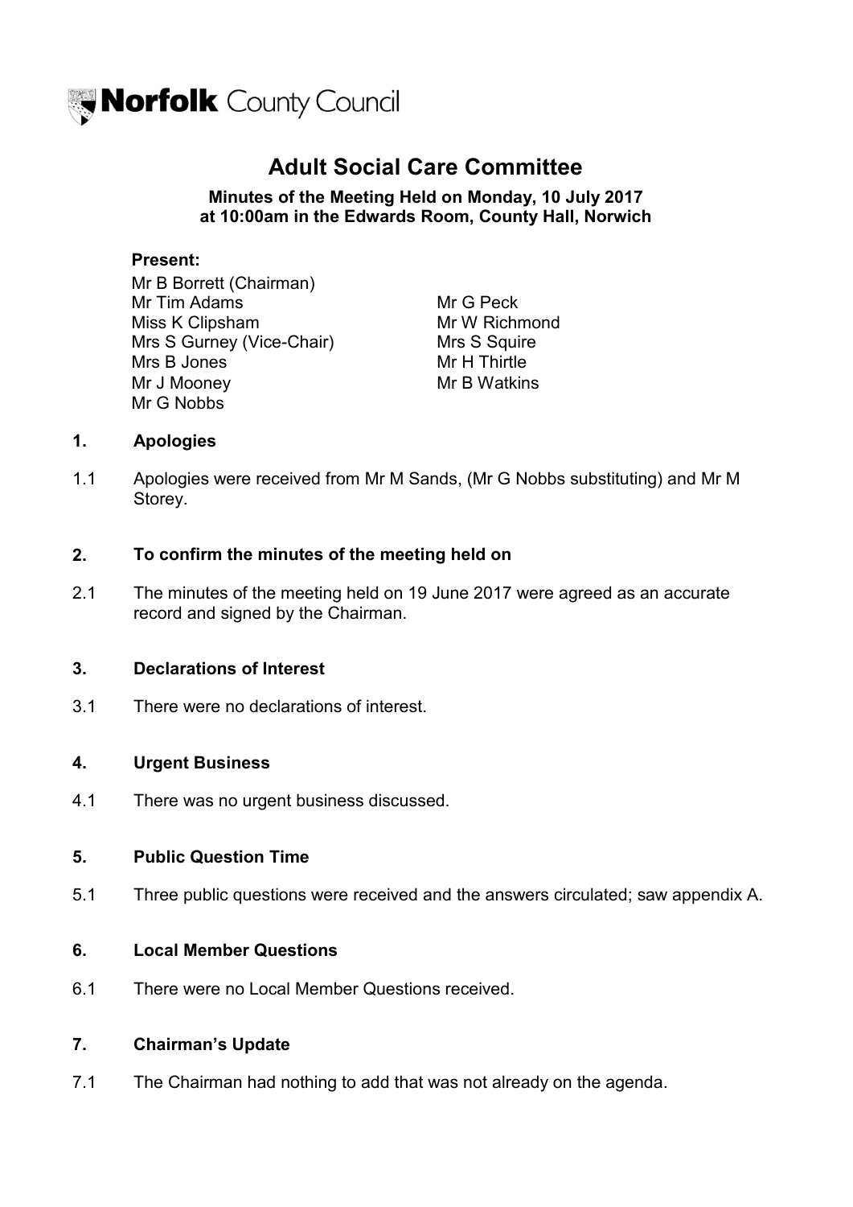Norfolk County Council

# Adult Social Care Committee

**Minutes of the Meeting Held on Monday, 10 July 2017**
**at 10:00am in the Edwards Room, County Hall, Norwich**

**Present:**

Mr B Borrett (Chairman)
Mr Tim Adams
Miss K Clipsham
Mrs S Gurney (Vice-Chair)
Mrs B Jones
Mr J Mooney
Mr G Nobbs
Mr G Peck
Mr W Richmond
Mrs S Squire
Mr H Thirtle
Mr B Watkins

## 1. Apologies

1.1 Apologies were received from Mr M Sands, (Mr G Nobbs substituting) and Mr M Storey.

## 2. To confirm the minutes of the meeting held on

2.1 The minutes of the meeting held on 19 June 2017 were agreed as an accurate record and signed by the Chairman.

## 3. Declarations of Interest

3.1 There were no declarations of interest.

## 4. Urgent Business

4.1 There was no urgent business discussed.

## 5. Public Question Time

5.1 Three public questions were received and the answers circulated; saw appendix A.

## 6. Local Member Questions

6.1 There were no Local Member Questions received.

## 7. Chairman's Update

7.1 The Chairman had nothing to add that was not already on the agenda.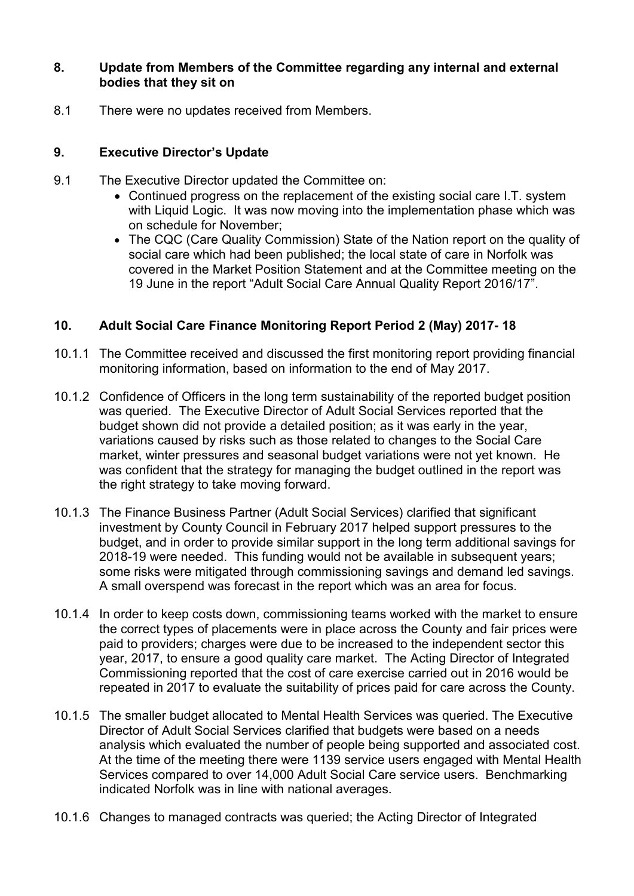## 8. Update from Members of the Committee regarding any internal and external bodies that they sit on

8.1 There were no updates received from Members.

## 9. Executive Director's Update

9.1 The Executive Director updated the Committee on:

- Continued progress on the replacement of the existing social care I.T. system with Liquid Logic. It was now moving into the implementation phase which was on schedule for November;
- The CQC (Care Quality Commission) State of the Nation report on the quality of social care which had been published; the local state of care in Norfolk was covered in the Market Position Statement and at the Committee meeting on the 19 June in the report "Adult Social Care Annual Quality Report 2016/17".

## 10. Adult Social Care Finance Monitoring Report Period 2 (May) 2017- 18

10.1.1 The Committee received and discussed the first monitoring report providing financial monitoring information, based on information to the end of May 2017.

10.1.2 Confidence of Officers in the long term sustainability of the reported budget position was queried. The Executive Director of Adult Social Services reported that the budget shown did not provide a detailed position; as it was early in the year, variations caused by risks such as those related to changes to the Social Care market, winter pressures and seasonal budget variations were not yet known. He was confident that the strategy for managing the budget outlined in the report was the right strategy to take moving forward.

10.1.3 The Finance Business Partner (Adult Social Services) clarified that significant investment by County Council in February 2017 helped support pressures to the budget, and in order to provide similar support in the long term additional savings for 2018-19 were needed. This funding would not be available in subsequent years; some risks were mitigated through commissioning savings and demand led savings. A small overspend was forecast in the report which was an area for focus.

10.1.4 In order to keep costs down, commissioning teams worked with the market to ensure the correct types of placements were in place across the County and fair prices were paid to providers; charges were due to be increased to the independent sector this year, 2017, to ensure a good quality care market. The Acting Director of Integrated Commissioning reported that the cost of care exercise carried out in 2016 would be repeated in 2017 to evaluate the suitability of prices paid for care across the County.

10.1.5 The smaller budget allocated to Mental Health Services was queried. The Executive Director of Adult Social Services clarified that budgets were based on a needs analysis which evaluated the number of people being supported and associated cost. At the time of the meeting there were 1139 service users engaged with Mental Health Services compared to over 14,000 Adult Social Care service users. Benchmarking indicated Norfolk was in line with national averages.

10.1.6 Changes to managed contracts was queried; the Acting Director of Integrated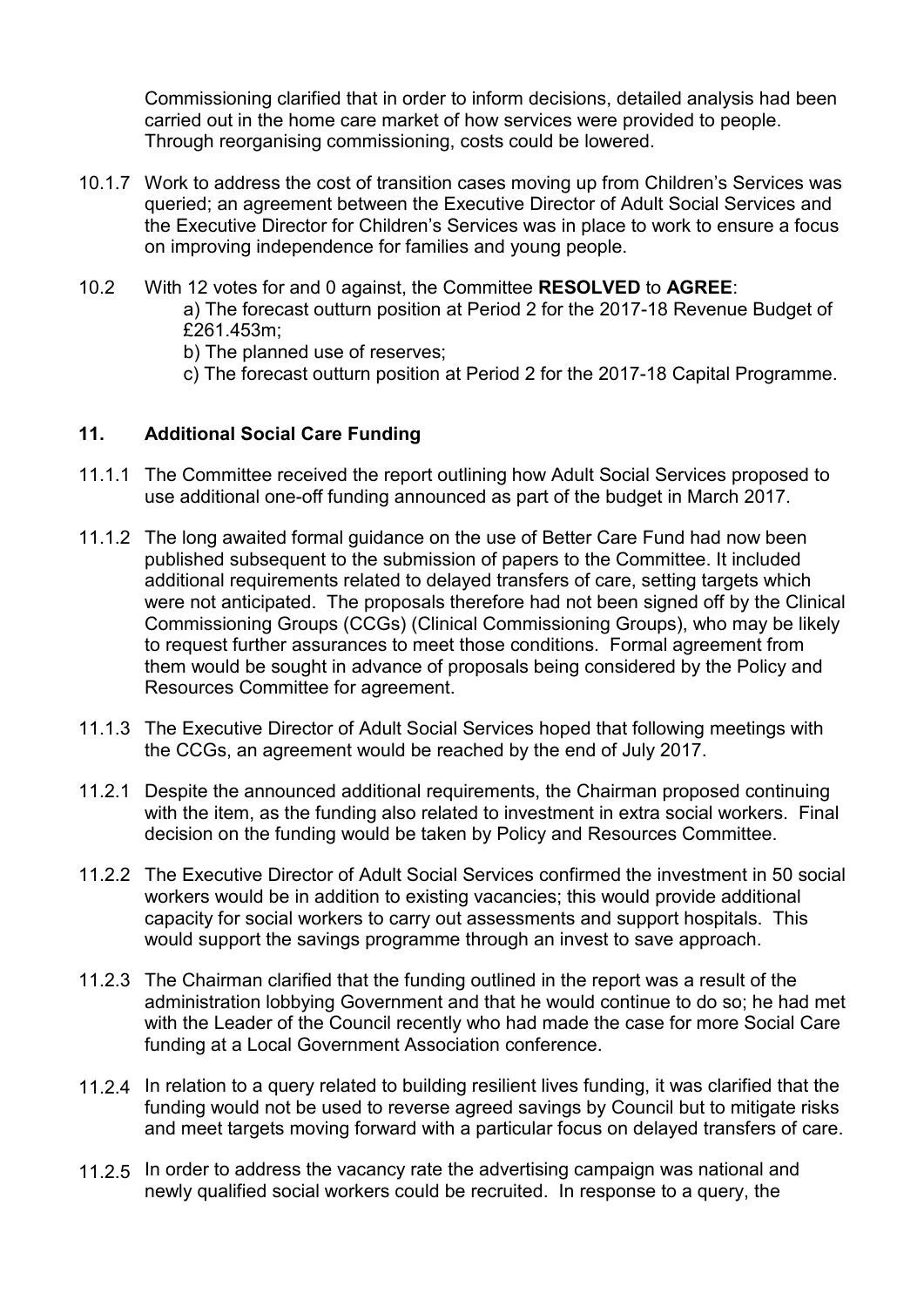Commissioning clarified that in order to inform decisions, detailed analysis had been carried out in the home care market of how services were provided to people. Through reorganising commissioning, costs could be lowered.

10.1.7 Work to address the cost of transition cases moving up from Children's Services was queried; an agreement between the Executive Director of Adult Social Services and the Executive Director for Children's Services was in place to work to ensure a focus on improving independence for families and young people.

10.2 With 12 votes for and 0 against, the Committee **RESOLVED** to **AGREE**:

a) The forecast outturn position at Period 2 for the 2017-18 Revenue Budget of £261.453m;

b) The planned use of reserves;

c) The forecast outturn position at Period 2 for the 2017-18 Capital Programme.

## 11. Additional Social Care Funding

11.1.1 The Committee received the report outlining how Adult Social Services proposed to use additional one-off funding announced as part of the budget in March 2017.

11.1.2 The long awaited formal guidance on the use of Better Care Fund had now been published subsequent to the submission of papers to the Committee. It included additional requirements related to delayed transfers of care, setting targets which were not anticipated. The proposals therefore had not been signed off by the Clinical Commissioning Groups (CCGs) (Clinical Commissioning Groups), who may be likely to request further assurances to meet those conditions. Formal agreement from them would be sought in advance of proposals being considered by the Policy and Resources Committee for agreement.

11.1.3 The Executive Director of Adult Social Services hoped that following meetings with the CCGs, an agreement would be reached by the end of July 2017.

11.2.1 Despite the announced additional requirements, the Chairman proposed continuing with the item, as the funding also related to investment in extra social workers. Final decision on the funding would be taken by Policy and Resources Committee.

11.2.2 The Executive Director of Adult Social Services confirmed the investment in 50 social workers would be in addition to existing vacancies; this would provide additional capacity for social workers to carry out assessments and support hospitals. This would support the savings programme through an invest to save approach.

11.2.3 The Chairman clarified that the funding outlined in the report was a result of the administration lobbying Government and that he would continue to do so; he had met with the Leader of the Council recently who had made the case for more Social Care funding at a Local Government Association conference.

11.2.4 In relation to a query related to building resilient lives funding, it was clarified that the funding would not be used to reverse agreed savings by Council but to mitigate risks and meet targets moving forward with a particular focus on delayed transfers of care.

11.2.5 In order to address the vacancy rate the advertising campaign was national and newly qualified social workers could be recruited. In response to a query, the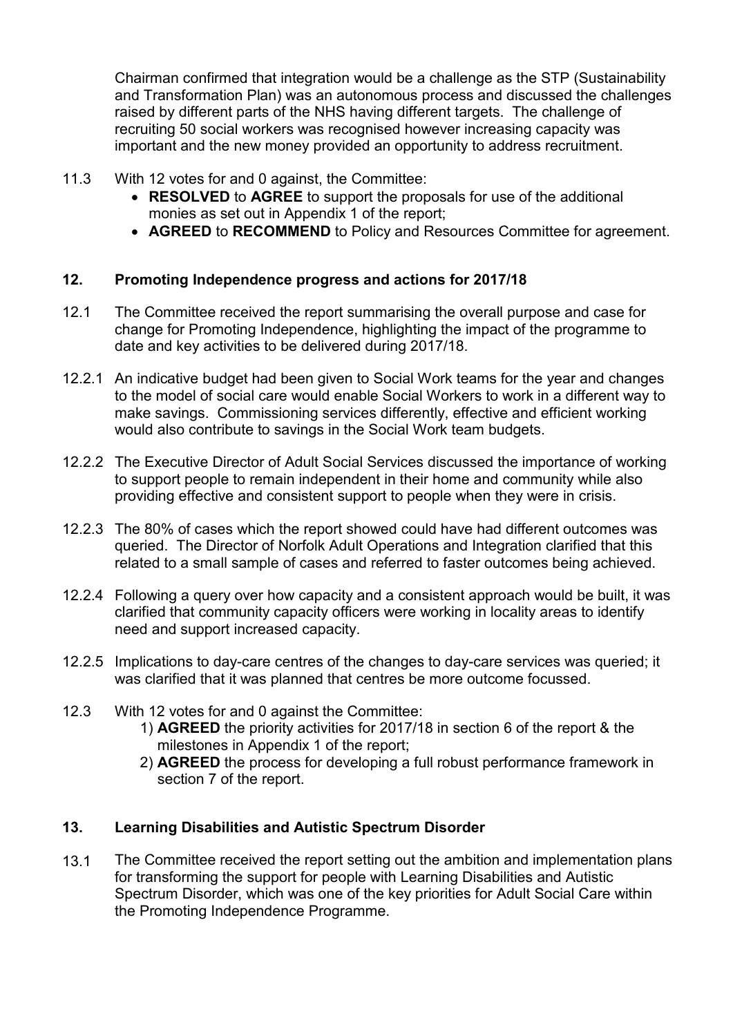Chairman confirmed that integration would be a challenge as the STP (Sustainability and Transformation Plan) was an autonomous process and discussed the challenges raised by different parts of the NHS having different targets. The challenge of recruiting 50 social workers was recognised however increasing capacity was important and the new money provided an opportunity to address recruitment.

11.3 With 12 votes for and 0 against, the Committee:

- **RESOLVED** to **AGREE** to support the proposals for use of the additional monies as set out in Appendix 1 of the report;
- **AGREED** to **RECOMMEND** to Policy and Resources Committee for agreement.

## 12. Promoting Independence progress and actions for 2017/18

12.1 The Committee received the report summarising the overall purpose and case for change for Promoting Independence, highlighting the impact of the programme to date and key activities to be delivered during 2017/18.

12.2.1 An indicative budget had been given to Social Work teams for the year and changes to the model of social care would enable Social Workers to work in a different way to make savings. Commissioning services differently, effective and efficient working would also contribute to savings in the Social Work team budgets.

12.2.2 The Executive Director of Adult Social Services discussed the importance of working to support people to remain independent in their home and community while also providing effective and consistent support to people when they were in crisis.

12.2.3 The 80% of cases which the report showed could have had different outcomes was queried. The Director of Norfolk Adult Operations and Integration clarified that this related to a small sample of cases and referred to faster outcomes being achieved.

12.2.4 Following a query over how capacity and a consistent approach would be built, it was clarified that community capacity officers were working in locality areas to identify need and support increased capacity.

12.2.5 Implications to day-care centres of the changes to day-care services was queried; it was clarified that it was planned that centres be more outcome focussed.

12.3 With 12 votes for and 0 against the Committee:

1) **AGREED** the priority activities for 2017/18 in section 6 of the report & the milestones in Appendix 1 of the report;
2) **AGREED** the process for developing a full robust performance framework in section 7 of the report.

## 13. Learning Disabilities and Autistic Spectrum Disorder

13.1 The Committee received the report setting out the ambition and implementation plans for transforming the support for people with Learning Disabilities and Autistic Spectrum Disorder, which was one of the key priorities for Adult Social Care within the Promoting Independence Programme.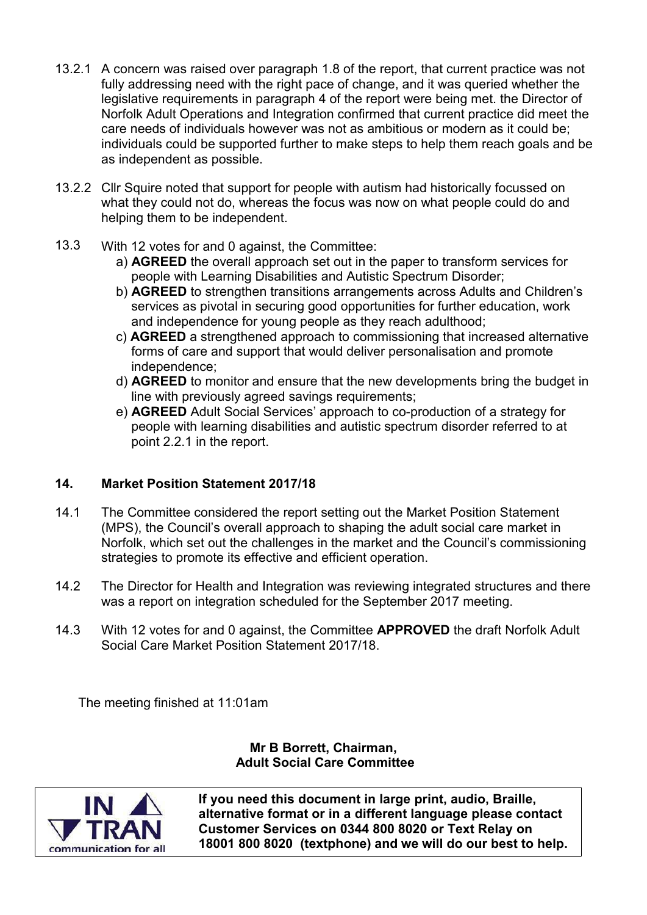13.2.1 A concern was raised over paragraph 1.8 of the report, that current practice was not fully addressing need with the right pace of change, and it was queried whether the legislative requirements in paragraph 4 of the report were being met. the Director of Norfolk Adult Operations and Integration confirmed that current practice did meet the care needs of individuals however was not as ambitious or modern as it could be; individuals could be supported further to make steps to help them reach goals and be as independent as possible.

13.2.2 Cllr Squire noted that support for people with autism had historically focussed on what they could not do, whereas the focus was now on what people could do and helping them to be independent.

13.3 With 12 votes for and 0 against, the Committee:

a) **AGREED** the overall approach set out in the paper to transform services for people with Learning Disabilities and Autistic Spectrum Disorder;

b) **AGREED** to strengthen transitions arrangements across Adults and Children's services as pivotal in securing good opportunities for further education, work and independence for young people as they reach adulthood;

c) **AGREED** a strengthened approach to commissioning that increased alternative forms of care and support that would deliver personalisation and promote independence;

d) **AGREED** to monitor and ensure that the new developments bring the budget in line with previously agreed savings requirements;

e) **AGREED** Adult Social Services' approach to co-production of a strategy for people with learning disabilities and autistic spectrum disorder referred to at point 2.2.1 in the report.

## 14. Market Position Statement 2017/18

14.1 The Committee considered the report setting out the Market Position Statement (MPS), the Council's overall approach to shaping the adult social care market in Norfolk, which set out the challenges in the market and the Council's commissioning strategies to promote its effective and efficient operation.

14.2 The Director for Health and Integration was reviewing integrated structures and there was a report on integration scheduled for the September 2017 meeting.

14.3 With 12 votes for and 0 against, the Committee **APPROVED** the draft Norfolk Adult Social Care Market Position Statement 2017/18.

The meeting finished at 11:01am

**Mr B Borrett, Chairman,**
**Adult Social Care Committee**

IN TRAN communication for all

**If you need this document in large print, audio, Braille, alternative format or in a different language please contact Customer Services on 0344 800 8020 or Text Relay on 18001 800 8020 (textphone) and we will do our best to help.**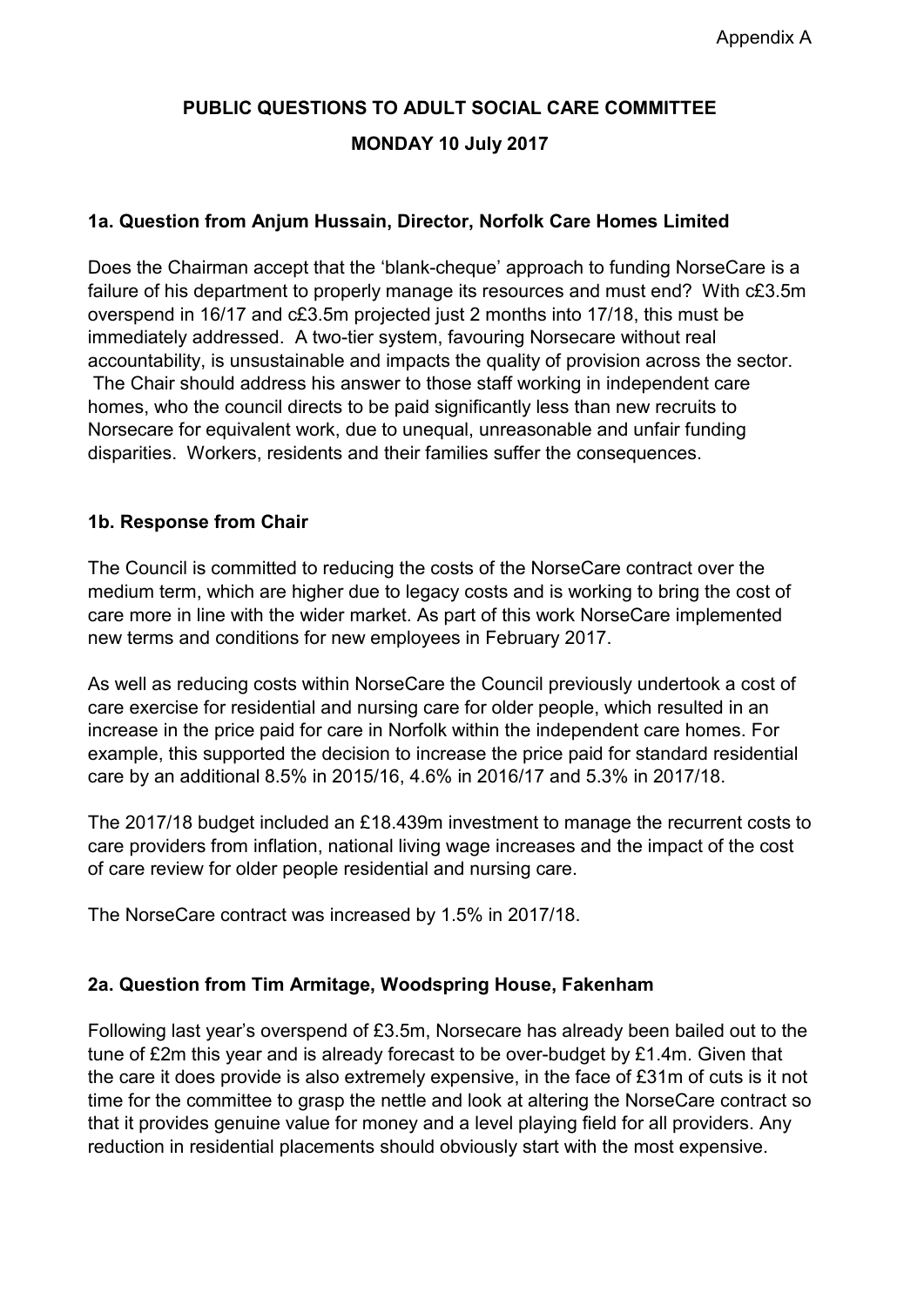Appendix A

# PUBLIC QUESTIONS TO ADULT SOCIAL CARE COMMITTEE

## MONDAY 10 July 2017

### 1a. Question from Anjum Hussain, Director, Norfolk Care Homes Limited

Does the Chairman accept that the 'blank-cheque' approach to funding NorseCare is a failure of his department to properly manage its resources and must end? With c£3.5m overspend in 16/17 and c£3.5m projected just 2 months into 17/18, this must be immediately addressed. A two-tier system, favouring Norsecare without real accountability, is unsustainable and impacts the quality of provision across the sector. The Chair should address his answer to those staff working in independent care homes, who the council directs to be paid significantly less than new recruits to Norsecare for equivalent work, due to unequal, unreasonable and unfair funding disparities. Workers, residents and their families suffer the consequences.

### 1b. Response from Chair

The Council is committed to reducing the costs of the NorseCare contract over the medium term, which are higher due to legacy costs and is working to bring the cost of care more in line with the wider market. As part of this work NorseCare implemented new terms and conditions for new employees in February 2017.

As well as reducing costs within NorseCare the Council previously undertook a cost of care exercise for residential and nursing care for older people, which resulted in an increase in the price paid for care in Norfolk within the independent care homes. For example, this supported the decision to increase the price paid for standard residential care by an additional 8.5% in 2015/16, 4.6% in 2016/17 and 5.3% in 2017/18.

The 2017/18 budget included an £18.439m investment to manage the recurrent costs to care providers from inflation, national living wage increases and the impact of the cost of care review for older people residential and nursing care.

The NorseCare contract was increased by 1.5% in 2017/18.

### 2a. Question from Tim Armitage, Woodspring House, Fakenham

Following last year's overspend of £3.5m, Norsecare has already been bailed out to the tune of £2m this year and is already forecast to be over-budget by £1.4m. Given that the care it does provide is also extremely expensive, in the face of £31m of cuts is it not time for the committee to grasp the nettle and look at altering the NorseCare contract so that it provides genuine value for money and a level playing field for all providers. Any reduction in residential placements should obviously start with the most expensive.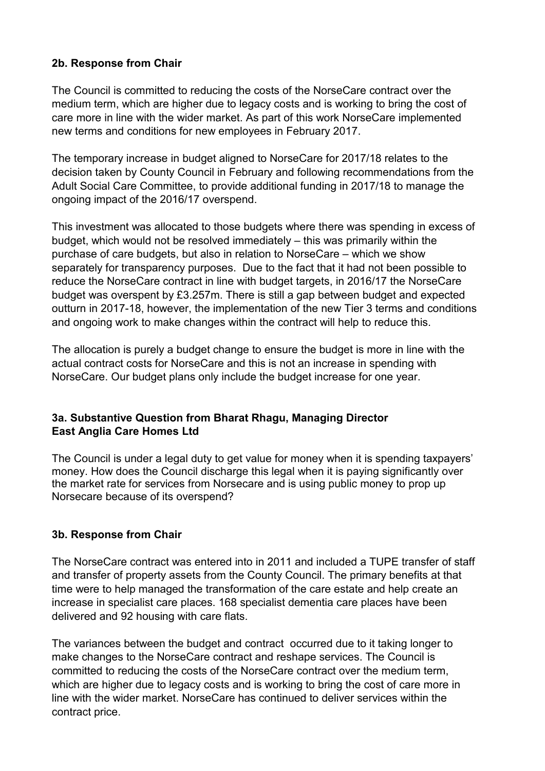### 2b. Response from Chair

The Council is committed to reducing the costs of the NorseCare contract over the medium term, which are higher due to legacy costs and is working to bring the cost of care more in line with the wider market. As part of this work NorseCare implemented new terms and conditions for new employees in February 2017.

The temporary increase in budget aligned to NorseCare for 2017/18 relates to the decision taken by County Council in February and following recommendations from the Adult Social Care Committee, to provide additional funding in 2017/18 to manage the ongoing impact of the 2016/17 overspend.

This investment was allocated to those budgets where there was spending in excess of budget, which would not be resolved immediately – this was primarily within the purchase of care budgets, but also in relation to NorseCare – which we show separately for transparency purposes. Due to the fact that it had not been possible to reduce the NorseCare contract in line with budget targets, in 2016/17 the NorseCare budget was overspent by £3.257m. There is still a gap between budget and expected outturn in 2017-18, however, the implementation of the new Tier 3 terms and conditions and ongoing work to make changes within the contract will help to reduce this.

The allocation is purely a budget change to ensure the budget is more in line with the actual contract costs for NorseCare and this is not an increase in spending with NorseCare. Our budget plans only include the budget increase for one year.

### 3a. Substantive Question from Bharat Rhagu, Managing Director East Anglia Care Homes Ltd

The Council is under a legal duty to get value for money when it is spending taxpayers' money. How does the Council discharge this legal when it is paying significantly over the market rate for services from Norsecare and is using public money to prop up Norsecare because of its overspend?

### 3b. Response from Chair

The NorseCare contract was entered into in 2011 and included a TUPE transfer of staff and transfer of property assets from the County Council. The primary benefits at that time were to help managed the transformation of the care estate and help create an increase in specialist care places. 168 specialist dementia care places have been delivered and 92 housing with care flats.

The variances between the budget and contract occurred due to it taking longer to make changes to the NorseCare contract and reshape services. The Council is committed to reducing the costs of the NorseCare contract over the medium term, which are higher due to legacy costs and is working to bring the cost of care more in line with the wider market. NorseCare has continued to deliver services within the contract price.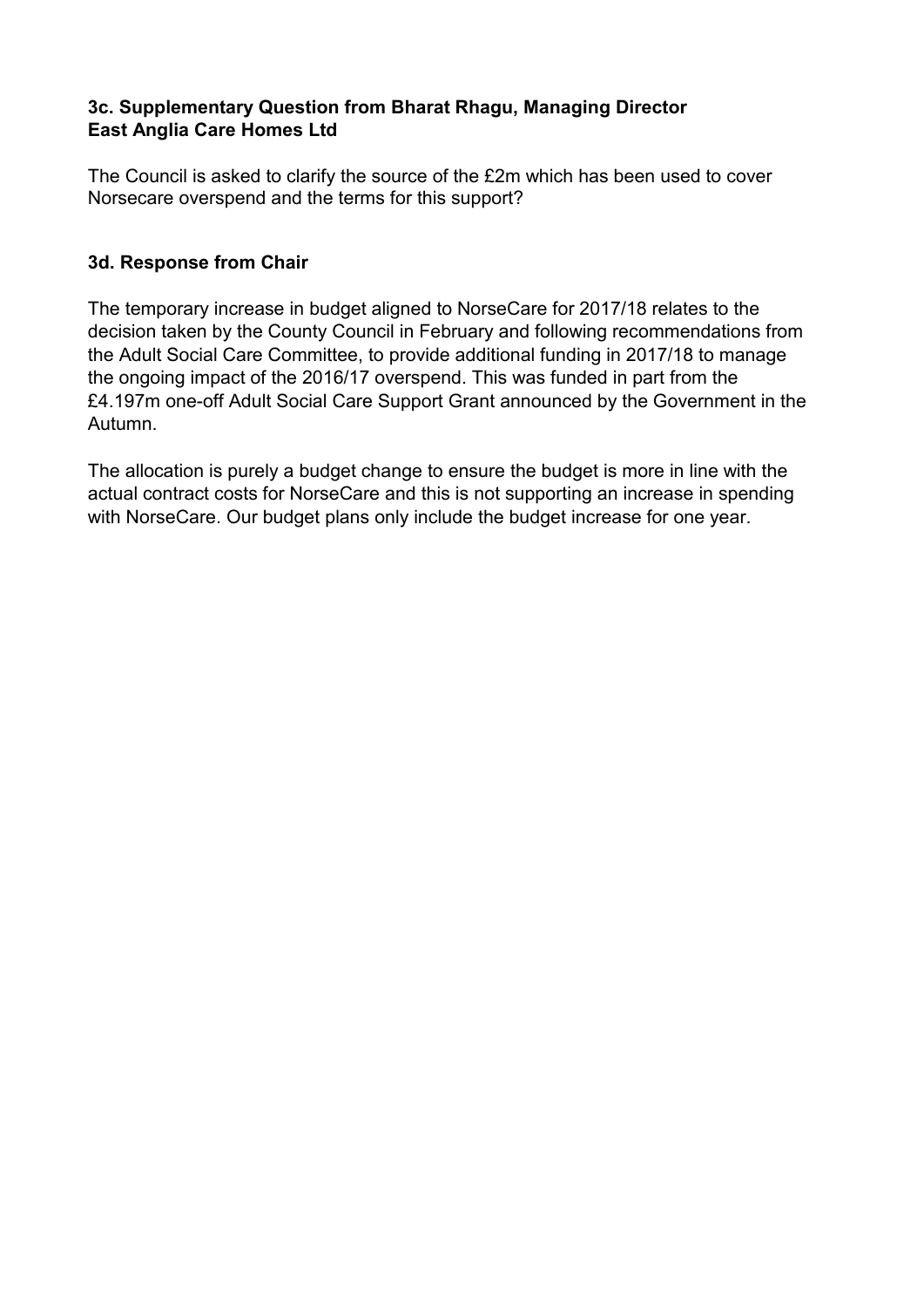**3c. Supplementary Question from Bharat Rhagu, Managing Director East Anglia Care Homes Ltd**

The Council is asked to clarify the source of the £2m which has been used to cover Norsecare overspend and the terms for this support?

**3d. Response from Chair**

The temporary increase in budget aligned to NorseCare for 2017/18 relates to the decision taken by the County Council in February and following recommendations from the Adult Social Care Committee, to provide additional funding in 2017/18 to manage the ongoing impact of the 2016/17 overspend. This was funded in part from the £4.197m one-off Adult Social Care Support Grant announced by the Government in the Autumn.

The allocation is purely a budget change to ensure the budget is more in line with the actual contract costs for NorseCare and this is not supporting an increase in spending with NorseCare. Our budget plans only include the budget increase for one year.